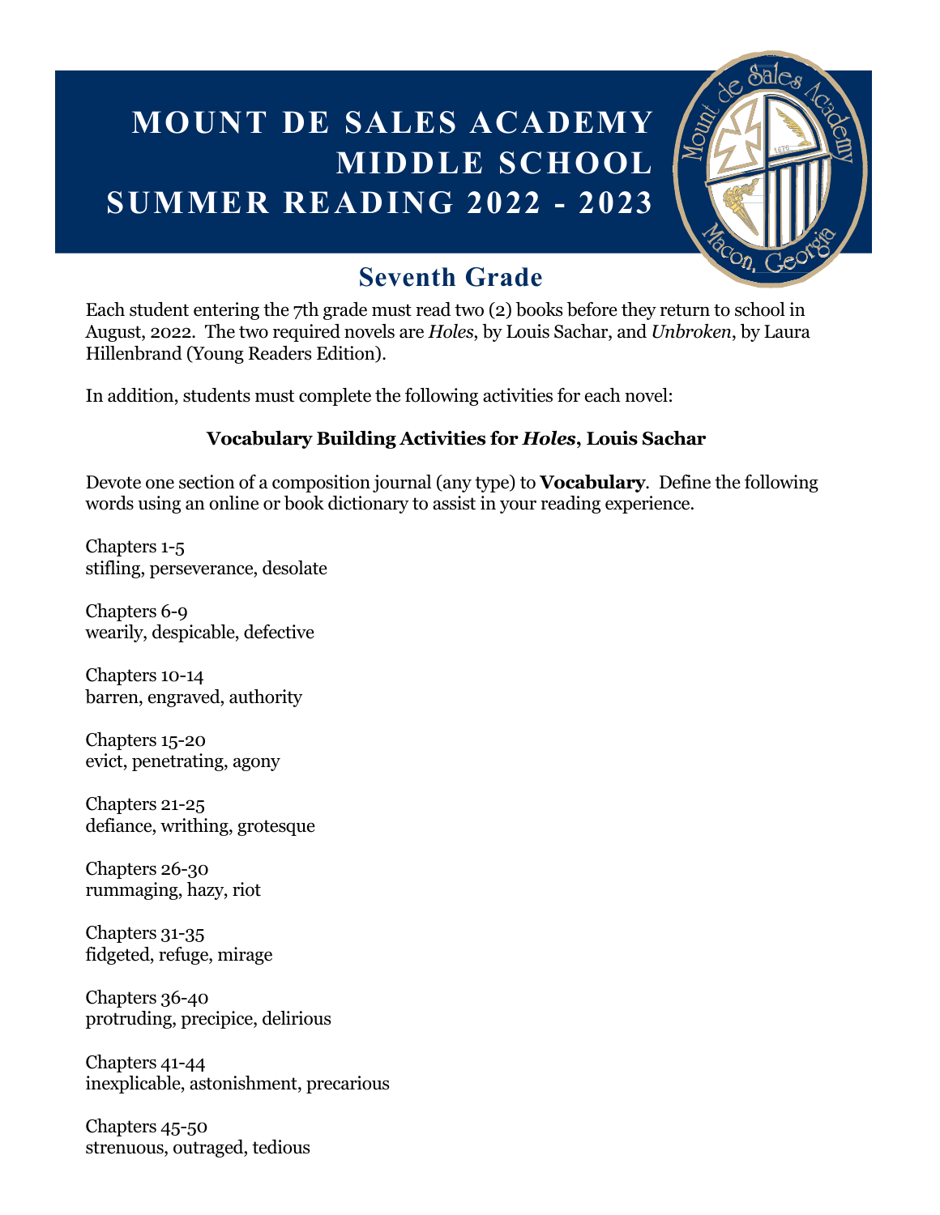# MOUNT DE SALES ACADEMY MIDDLE SCHOOL SUMMER READING 2022 - 2023

## Seventh Grade

Each student entering the 7th grade must read two (2) books before they return to school in August, 2022. The two required novels are *Holes*, by Louis Sachar, and *Unbroken*, by Laura Hillenbrand (Young Readers Edition).

In addition, students must complete the following activities for each novel:

### Vocabulary Building Activities for *Holes*, Louis Sachar

Devote one section of a composition journal (any type) to **Vocabulary**. Define the following words using an online or book dictionary to assist in your reading experience.

Chapters 1-5
stifling, perseverance, desolate

Chapters 6-9
wearily, despicable, defective

Chapters 10-14
barren, engraved, authority

Chapters 15-20
evict, penetrating, agony

Chapters 21-25
defiance, writhing, grotesque

Chapters 26-30
rummaging, hazy, riot

Chapters 31-35
fidgeted, refuge, mirage

Chapters 36-40
protruding, precipice, delirious

Chapters 41-44
inexplicable, astonishment, precarious

Chapters 45-50
strenuous, outraged, tedious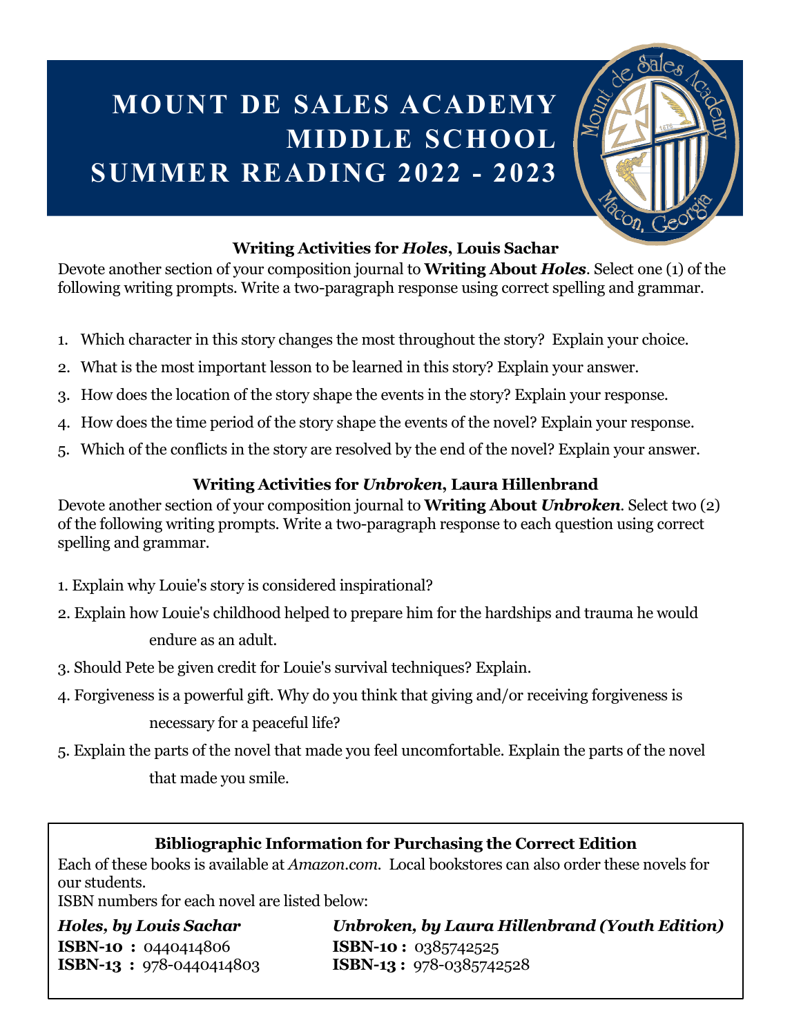# MOUNT DE SALES ACADEMY
# MIDDLE SCHOOL
# SUMMER READING 2022 - 2023

### Writing Activities for *Holes*, Louis Sachar

Devote another section of your composition journal to **Writing About *Holes***. Select one (1) of the following writing prompts. Write a two-paragraph response using correct spelling and grammar.

1. Which character in this story changes the most throughout the story? Explain your choice.
2. What is the most important lesson to be learned in this story? Explain your answer.
3. How does the location of the story shape the events in the story? Explain your response.
4. How does the time period of the story shape the events of the novel? Explain your response.
5. Which of the conflicts in the story are resolved by the end of the novel? Explain your answer.

### Writing Activities for *Unbroken*, Laura Hillenbrand

Devote another section of your composition journal to **Writing About *Unbroken***. Select two (2) of the following writing prompts. Write a two-paragraph response to each question using correct spelling and grammar.

1. Explain why Louie's story is considered inspirational?
2. Explain how Louie's childhood helped to prepare him for the hardships and trauma he would endure as an adult.
3. Should Pete be given credit for Louie's survival techniques? Explain.
4. Forgiveness is a powerful gift. Why do you think that giving and/or receiving forgiveness is necessary for a peaceful life?
5. Explain the parts of the novel that made you feel uncomfortable. Explain the parts of the novel that made you smile.

### Bibliographic Information for Purchasing the Correct Edition

Each of these books is available at *Amazon.com*. Local bookstores can also order these novels for our students.
ISBN numbers for each novel are listed below:

***Holes, by Louis Sachar***
**ISBN-10 :** 0440414806
**ISBN-13 :** 978-0440414803

***Unbroken, by Laura Hillenbrand (Youth Edition)***
**ISBN-10 :** 0385742525
**ISBN-13 :** 978-0385742528